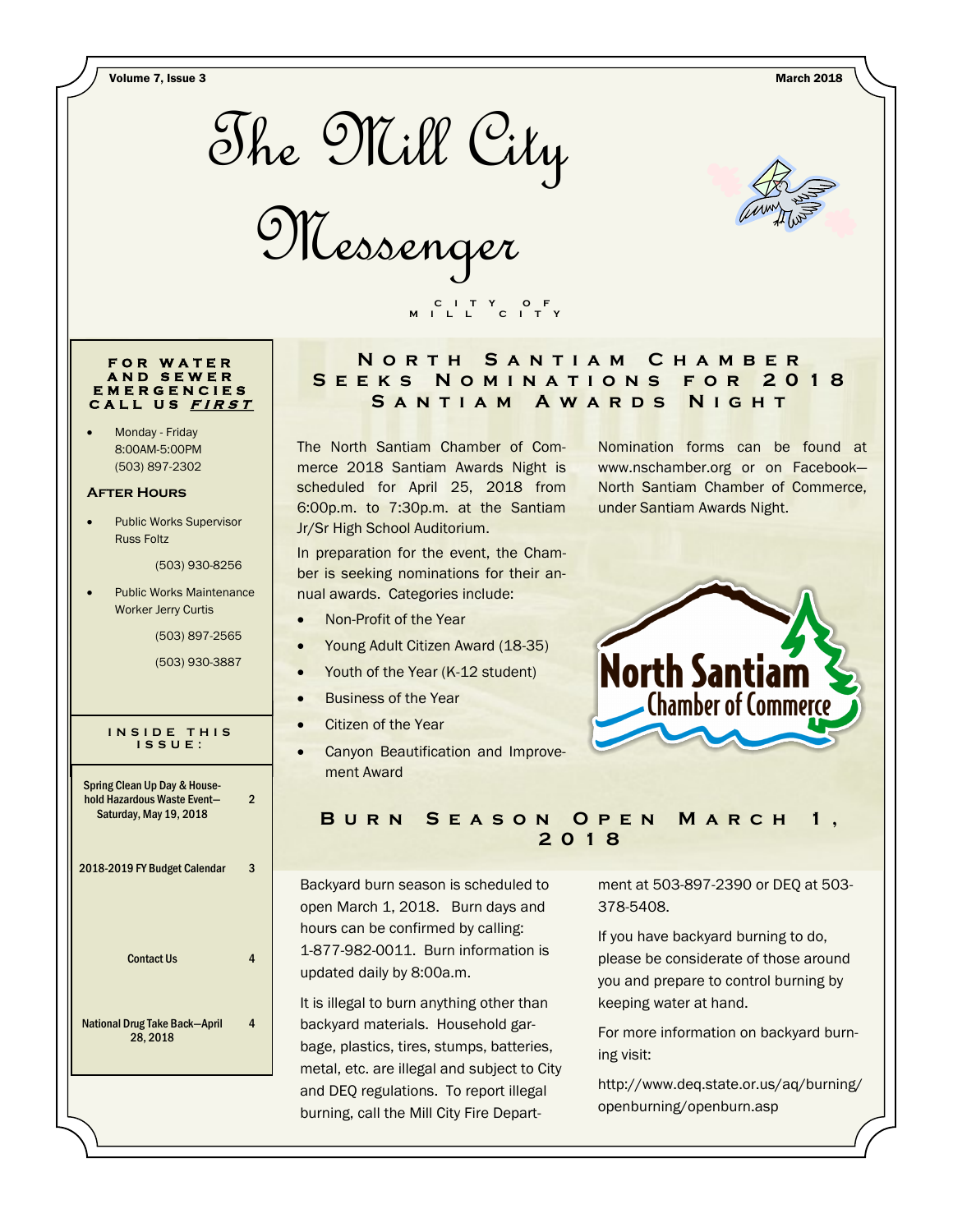# The Mill City Messenger

CITY OF MILL CITY

Volume 7, Issue 3 — March 2018

### FOR WATER AND SEWER EMERGENCIES CALL US ***FIRST***

- Monday - Friday
  8:00AM-5:00PM
  (503) 897-2302

**After Hours**

- Public Works Supervisor Russ Foltz
  (503) 930-8256
- Public Works Maintenance Worker Jerry Curtis
  (503) 897-2565
  (503) 930-3887

### INSIDE THIS ISSUE:

| | |
|---|---|
| Spring Clean Up Day & Household Hazardous Waste Event—Saturday, May 19, 2018 | 2 |
| 2018-2019 FY Budget Calendar | 3 |
| Contact Us | 4 |
| National Drug Take Back—April 28, 2018 | 4 |

## North Santiam Chamber Seeks Nominations for 2018 Santiam Awards Night

The North Santiam Chamber of Commerce 2018 Santiam Awards Night is scheduled for April 25, 2018 from 6:00p.m. to 7:30p.m. at the Santiam Jr/Sr High School Auditorium.

In preparation for the event, the Chamber is seeking nominations for their annual awards. Categories include:

- Non-Profit of the Year
- Young Adult Citizen Award (18-35)
- Youth of the Year (K-12 student)
- Business of the Year
- Citizen of the Year
- Canyon Beautification and Improvement Award

Nomination forms can be found at www.nschamber.org or on Facebook—North Santiam Chamber of Commerce, under Santiam Awards Night.

North Santiam Chamber of Commerce

## Burn Season Open March 1, 2018

Backyard burn season is scheduled to open March 1, 2018. Burn days and hours can be confirmed by calling: 1-877-982-0011. Burn information is updated daily by 8:00a.m.

It is illegal to burn anything other than backyard materials. Household garbage, plastics, tires, stumps, batteries, metal, etc. are illegal and subject to City and DEQ regulations. To report illegal burning, call the Mill City Fire Department at 503-897-2390 or DEQ at 503-378-5408.

If you have backyard burning to do, please be considerate of those around you and prepare to control burning by keeping water at hand.

For more information on backyard burning visit:

http://www.deq.state.or.us/aq/burning/openburning/openburn.asp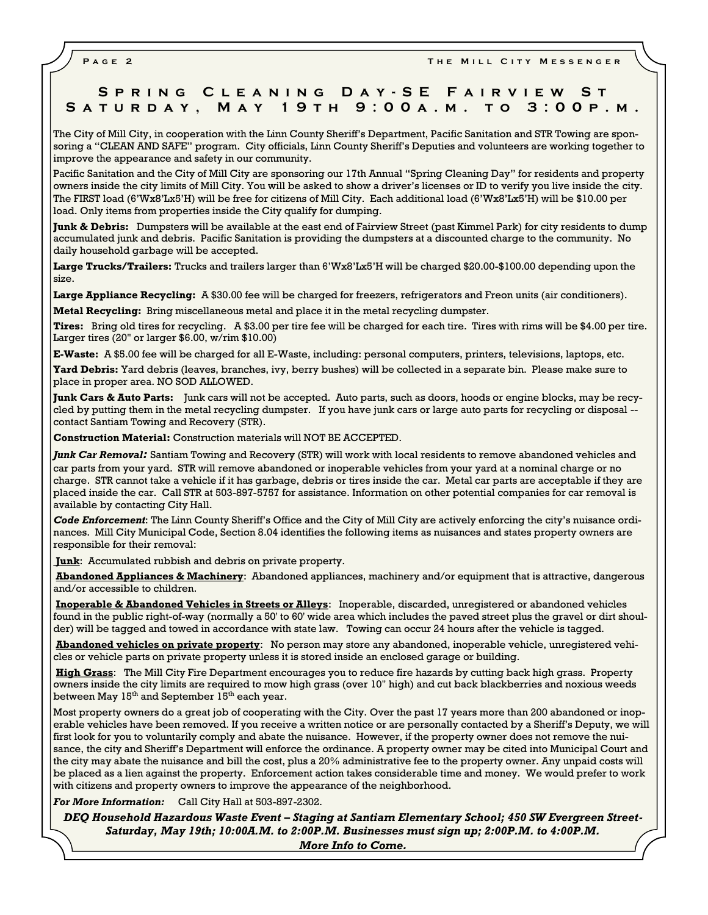## Spring Cleaning Day-SE Fairview St Saturday, May 19th 9:00a.m. to 3:00p.m.

The City of Mill City, in cooperation with the Linn County Sheriff's Department, Pacific Sanitation and STR Towing are sponsoring a "CLEAN AND SAFE" program. City officials, Linn County Sheriff's Deputies and volunteers are working together to improve the appearance and safety in our community.

Pacific Sanitation and the City of Mill City are sponsoring our 17th Annual "Spring Cleaning Day" for residents and property owners inside the city limits of Mill City. You will be asked to show a driver's licenses or ID to verify you live inside the city. The FIRST load (6'Wx8'Lx5'H) will be free for citizens of Mill City. Each additional load (6'Wx8'Lx5'H) will be $10.00 per load. Only items from properties inside the City qualify for dumping.

**Junk & Debris:** Dumpsters will be available at the east end of Fairview Street (past Kimmel Park) for city residents to dump accumulated junk and debris. Pacific Sanitation is providing the dumpsters at a discounted charge to the community. No daily household garbage will be accepted.

**Large Trucks/Trailers:** Trucks and trailers larger than 6'Wx8'Lx5'H will be charged $20.00-$100.00 depending upon the size.

**Large Appliance Recycling:** A $30.00 fee will be charged for freezers, refrigerators and Freon units (air conditioners).

**Metal Recycling:** Bring miscellaneous metal and place it in the metal recycling dumpster.

**Tires:** Bring old tires for recycling. A $3.00 per tire fee will be charged for each tire. Tires with rims will be $4.00 per tire. Larger tires (20" or larger $6.00, w/rim $10.00)

**E-Waste:** A $5.00 fee will be charged for all E-Waste, including: personal computers, printers, televisions, laptops, etc.

**Yard Debris:** Yard debris (leaves, branches, ivy, berry bushes) will be collected in a separate bin. Please make sure to place in proper area. NO SOD ALLOWED.

**Junk Cars & Auto Parts:** Junk cars will not be accepted. Auto parts, such as doors, hoods or engine blocks, may be recycled by putting them in the metal recycling dumpster. If you have junk cars or large auto parts for recycling or disposal -- contact Santiam Towing and Recovery (STR).

**Construction Material:** Construction materials will NOT BE ACCEPTED.

***Junk Car Removal:*** Santiam Towing and Recovery (STR) will work with local residents to remove abandoned vehicles and car parts from your yard. STR will remove abandoned or inoperable vehicles from your yard at a nominal charge or no charge. STR cannot take a vehicle if it has garbage, debris or tires inside the car. Metal car parts are acceptable if they are placed inside the car. Call STR at 503-897-5757 for assistance. Information on other potential companies for car removal is available by contacting City Hall.

***Code Enforcement***: The Linn County Sheriff's Office and the City of Mill City are actively enforcing the city's nuisance ordinances. Mill City Municipal Code, Section 8.04 identifies the following items as nuisances and states property owners are responsible for their removal:

**Junk**: Accumulated rubbish and debris on private property.

**Abandoned Appliances & Machinery**: Abandoned appliances, machinery and/or equipment that is attractive, dangerous and/or accessible to children.

**Inoperable & Abandoned Vehicles in Streets or Alleys**: Inoperable, discarded, unregistered or abandoned vehicles found in the public right-of-way (normally a 50' to 60' wide area which includes the paved street plus the gravel or dirt shoulder) will be tagged and towed in accordance with state law. Towing can occur 24 hours after the vehicle is tagged.

**Abandoned vehicles on private property**: No person may store any abandoned, inoperable vehicle, unregistered vehicles or vehicle parts on private property unless it is stored inside an enclosed garage or building.

**High Grass**: The Mill City Fire Department encourages you to reduce fire hazards by cutting back high grass. Property owners inside the city limits are required to mow high grass (over 10" high) and cut back blackberries and noxious weeds between May 15th and September 15th each year.

Most property owners do a great job of cooperating with the City. Over the past 17 years more than 200 abandoned or inoperable vehicles have been removed. If you receive a written notice or are personally contacted by a Sheriff's Deputy, we will first look for you to voluntarily comply and abate the nuisance. However, if the property owner does not remove the nuisance, the city and Sheriff's Department will enforce the ordinance. A property owner may be cited into Municipal Court and the city may abate the nuisance and bill the cost, plus a 20% administrative fee to the property owner. Any unpaid costs will be placed as a lien against the property. Enforcement action takes considerable time and money. We would prefer to work with citizens and property owners to improve the appearance of the neighborhood.

***For More Information:*** Call City Hall at 503-897-2302.

***DEQ Household Hazardous Waste Event – Staging at Santiam Elementary School; 450 SW Evergreen Street-Saturday, May 19th; 10:00A.M. to 2:00P.M. Businesses must sign up; 2:00P.M. to 4:00P.M. More Info to Come.***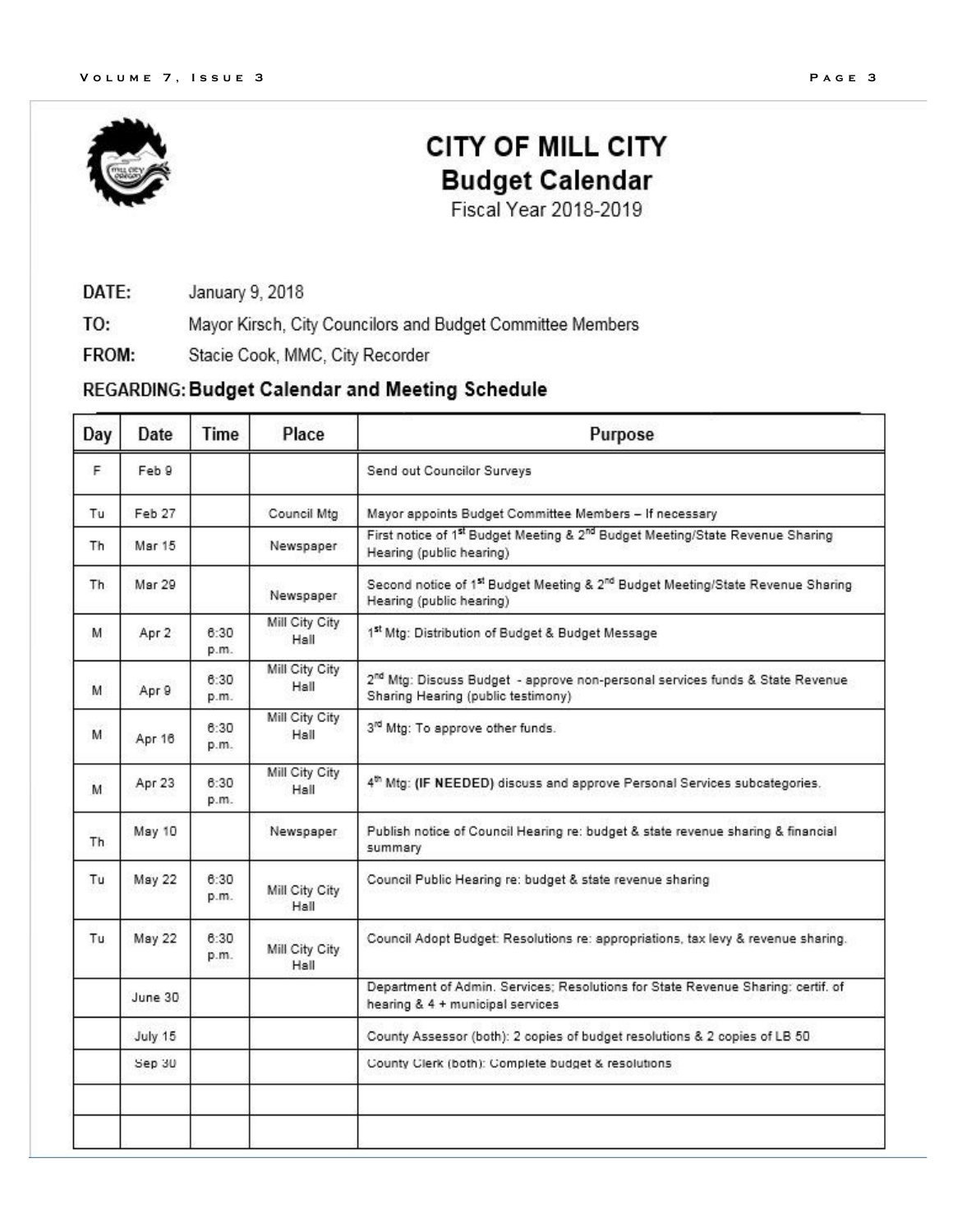# CITY OF MILL CITY

## Budget Calendar

Fiscal Year 2018-2019

**DATE:** January 9, 2018

**TO:** Mayor Kirsch, City Councilors and Budget Committee Members

**FROM:** Stacie Cook, MMC, City Recorder

**REGARDING: Budget Calendar and Meeting Schedule**

| Day | Date | Time | Place | Purpose |
|---|---|---|---|---|
| F | Feb 9 | | | Send out Councilor Surveys |
| Tu | Feb 27 | | Council Mtg | Mayor appoints Budget Committee Members – If necessary |
| Th | Mar 15 | | Newspaper | First notice of 1st Budget Meeting & 2nd Budget Meeting/State Revenue Sharing Hearing (public hearing) |
| Th | Mar 29 | | Newspaper | Second notice of 1st Budget Meeting & 2nd Budget Meeting/State Revenue Sharing Hearing (public hearing) |
| M | Apr 2 | 6:30 p.m. | Mill City City Hall | 1st Mtg: Distribution of Budget & Budget Message |
| M | Apr 9 | 6:30 p.m. | Mill City City Hall | 2nd Mtg: Discuss Budget - approve non-personal services funds & State Revenue Sharing Hearing (public testimony) |
| M | Apr 16 | 6:30 p.m. | Mill City City Hall | 3rd Mtg: To approve other funds. |
| M | Apr 23 | 6:30 p.m. | Mill City City Hall | 4th Mtg: **(IF NEEDED)** discuss and approve Personal Services subcategories. |
| Th | May 10 | | Newspaper | Publish notice of Council Hearing re: budget & state revenue sharing & financial summary |
| Tu | May 22 | 6:30 p.m. | Mill City City Hall | Council Public Hearing re: budget & state revenue sharing |
| Tu | May 22 | 6:30 p.m. | Mill City City Hall | Council Adopt Budget: Resolutions re: appropriations, tax levy & revenue sharing. |
| | June 30 | | | Department of Admin. Services; Resolutions for State Revenue Sharing: certif. of hearing & 4 + municipal services |
| | July 15 | | | County Assessor (both): 2 copies of budget resolutions & 2 copies of LB 50 |
| | Sep 30 | | | County Clerk (both): Complete budget & resolutions |
| | | | | |
| | | | | |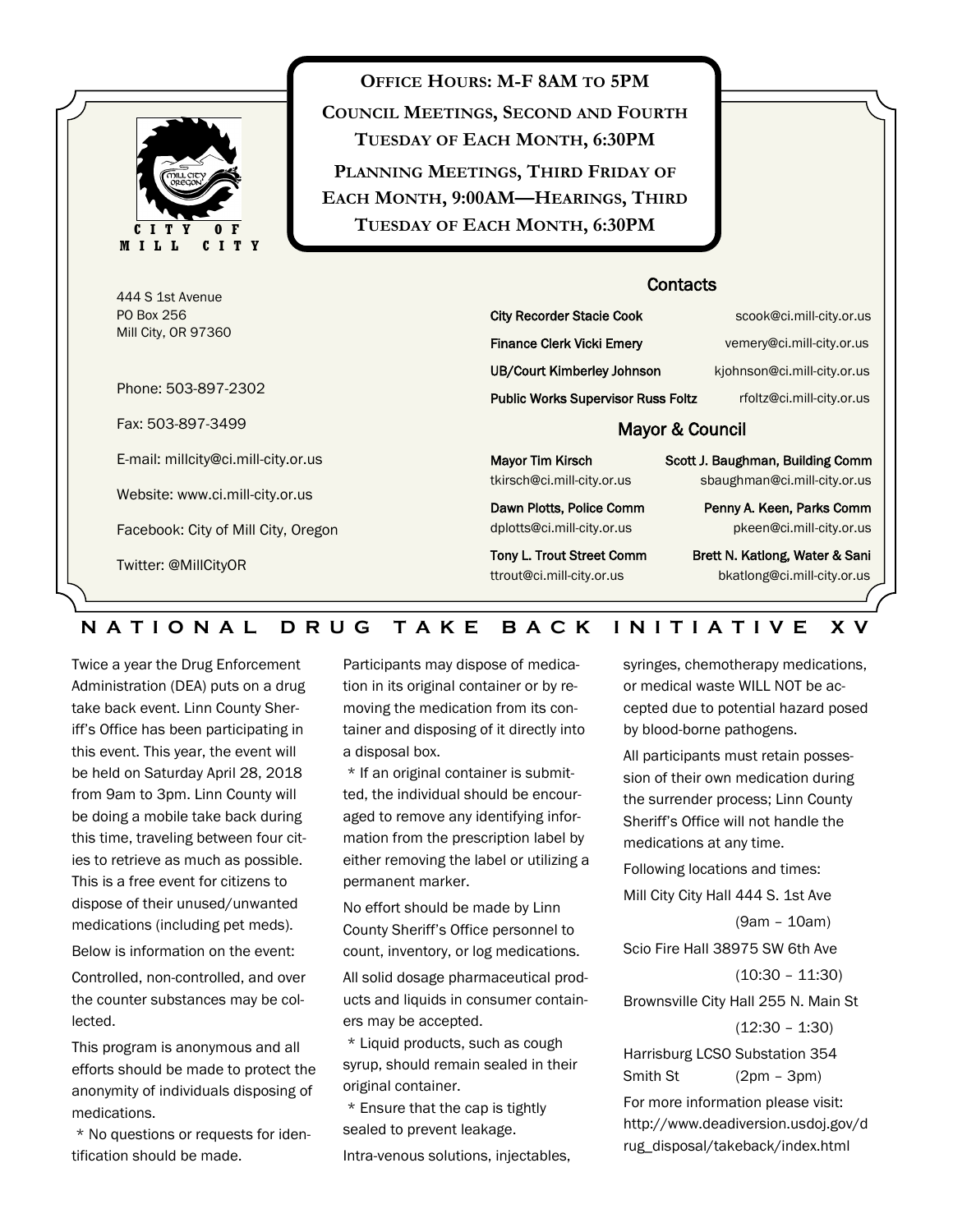**Office Hours: M-F 8AM to 5PM**

**Council Meetings, Second and Fourth Tuesday of Each Month, 6:30PM**

**Planning Meetings, Third Friday of Each Month, 9:00AM—Hearings, Third Tuesday of Each Month, 6:30PM**

CITY OF MILL CITY

444 S 1st Avenue
PO Box 256
Mill City, OR 97360

Phone: 503-897-2302

Fax: 503-897-3499

E-mail: millcity@ci.mill-city.or.us

Website: www.ci.mill-city.or.us

Facebook: City of Mill City, Oregon

Twitter: @MillCityOR

### Contacts

| | |
|---|---|
| City Recorder Stacie Cook | scook@ci.mill-city.or.us |
| Finance Clerk Vicki Emery | vemery@ci.mill-city.or.us |
| UB/Court Kimberley Johnson | kjohnson@ci.mill-city.or.us |
| Public Works Supervisor Russ Foltz | rfoltz@ci.mill-city.or.us |

### Mayor & Council

| | |
|---|---|
| Mayor Tim Kirsch<br>tkirsch@ci.mill-city.or.us | Scott J. Baughman, Building Comm<br>sbaughman@ci.mill-city.or.us |
| Dawn Plotts, Police Comm<br>dplotts@ci.mill-city.or.us | Penny A. Keen, Parks Comm<br>pkeen@ci.mill-city.or.us |
| Tony L. Trout Street Comm<br>ttrout@ci.mill-city.or.us | Brett N. Katlong, Water & Sani<br>bkatlong@ci.mill-city.or.us |

## NATIONAL DRUG TAKE BACK INITIATIVE XV

Twice a year the Drug Enforcement Administration (DEA) puts on a drug take back event. Linn County Sheriff's Office has been participating in this event. This year, the event will be held on Saturday April 28, 2018 from 9am to 3pm. Linn County will be doing a mobile take back during this time, traveling between four cities to retrieve as much as possible. This is a free event for citizens to dispose of their unused/unwanted medications (including pet meds).

Below is information on the event:

Controlled, non-controlled, and over the counter substances may be collected.

This program is anonymous and all efforts should be made to protect the anonymity of individuals disposing of medications.

* No questions or requests for identification should be made.

Participants may dispose of medication in its original container or by removing the medication from its container and disposing of it directly into a disposal box.

* If an original container is submitted, the individual should be encouraged to remove any identifying information from the prescription label by either removing the label or utilizing a permanent marker.

No effort should be made by Linn County Sheriff's Office personnel to count, inventory, or log medications.

All solid dosage pharmaceutical products and liquids in consumer containers may be accepted.

* Liquid products, such as cough syrup, should remain sealed in their original container.

* Ensure that the cap is tightly sealed to prevent leakage.

Intra-venous solutions, injectables, syringes, chemotherapy medications, or medical waste WILL NOT be accepted due to potential hazard posed by blood-borne pathogens.

All participants must retain possession of their own medication during the surrender process; Linn County Sheriff's Office will not handle the medications at any time.

Following locations and times:

Mill City City Hall 444 S. 1st Ave (9am – 10am)

Scio Fire Hall 38975 SW 6th Ave (10:30 – 11:30)

Brownsville City Hall 255 N. Main St (12:30 – 1:30)

Harrisburg LCSO Substation 354 Smith St (2pm – 3pm)

For more information please visit: http://www.deadiversion.usdoj.gov/drug_disposal/takeback/index.html